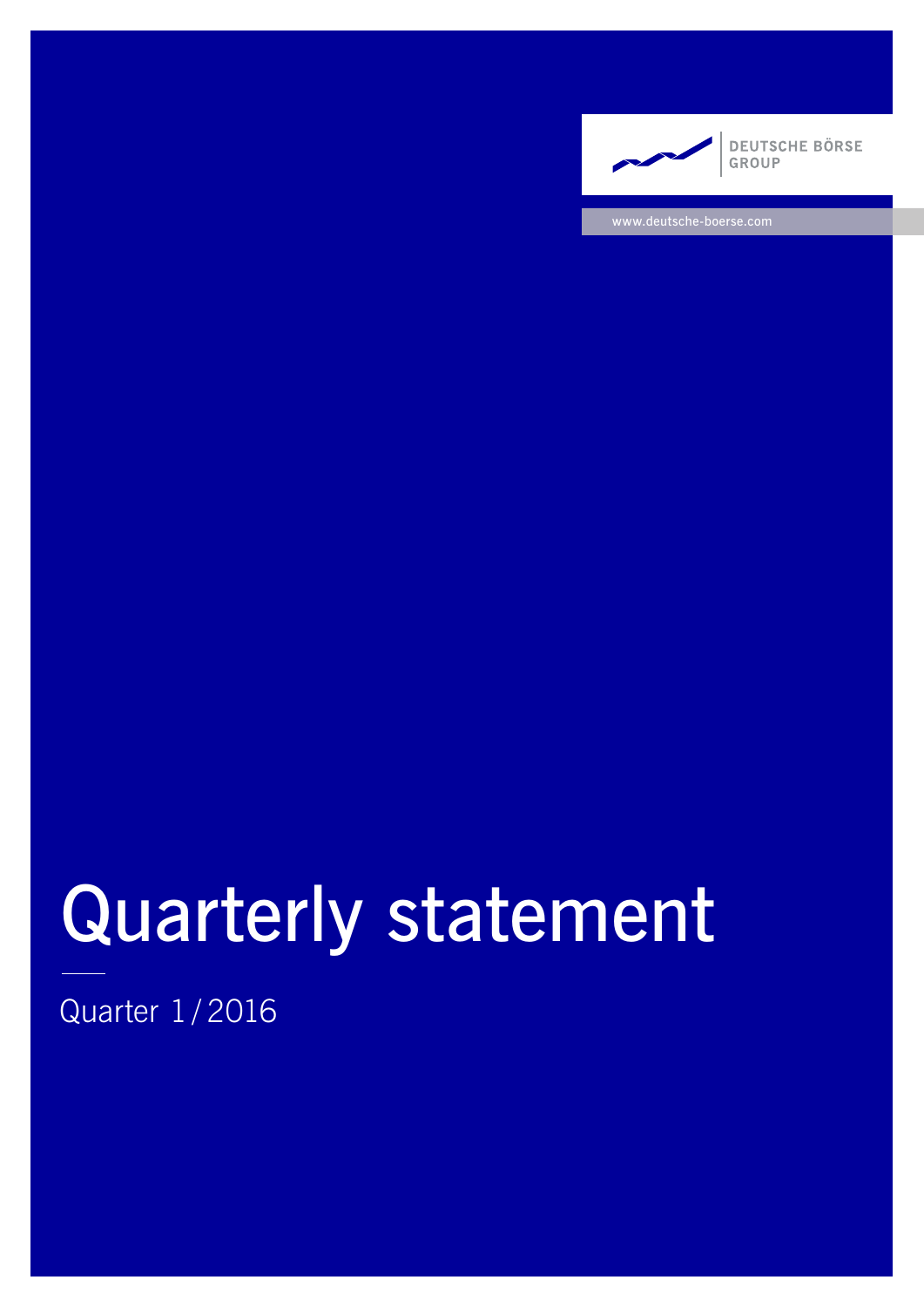DEUTSCHE BÖRSE GROUP

www.deutsche-boerse.com

# Quarterly statement

Quarter 1 / 2016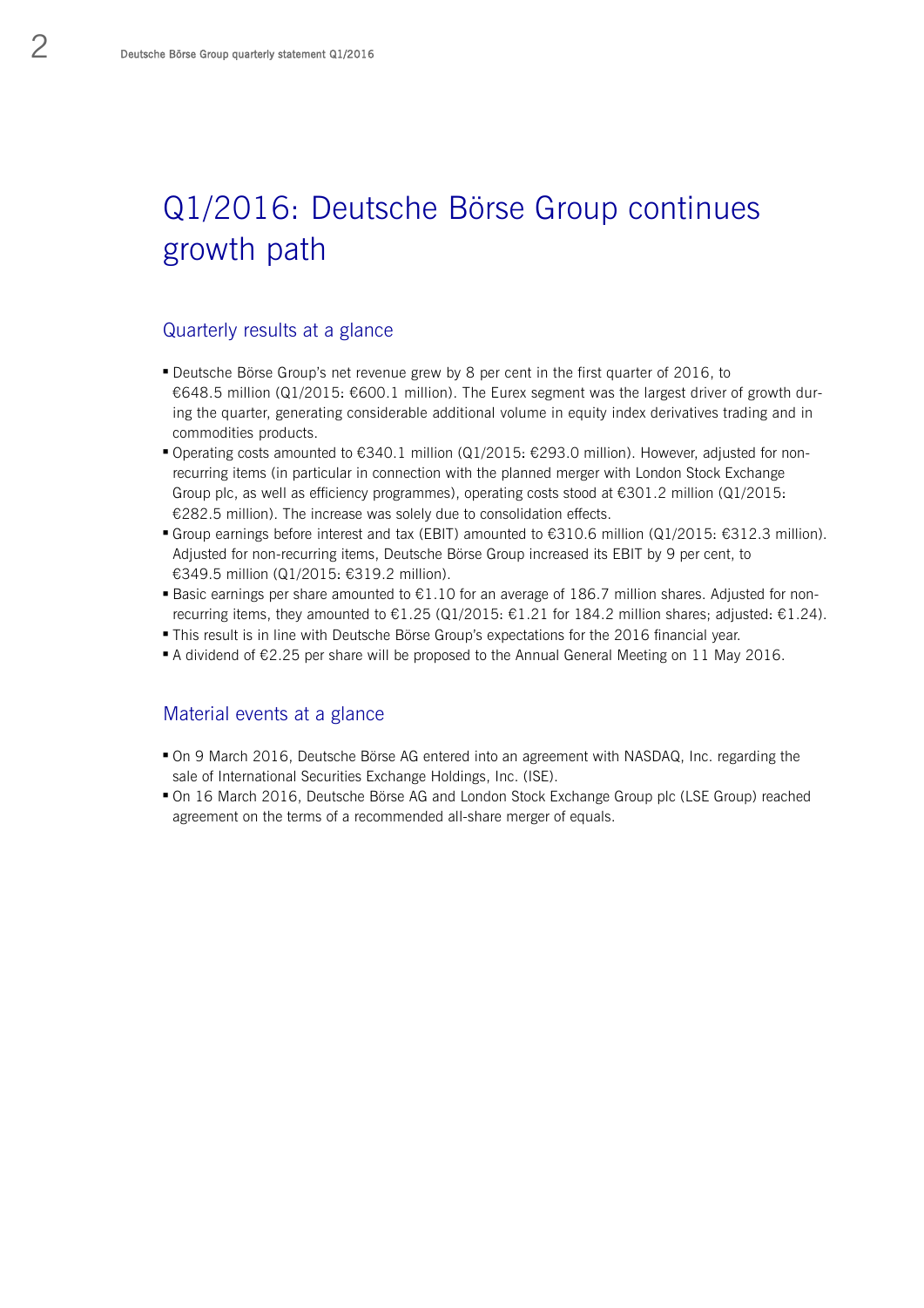# Q1/2016: Deutsche Börse Group continues growth path

## Quarterly results at a glance

- Deutsche Börse Group's net revenue grew by 8 per cent in the first quarter of 2016, to €648.5 million (Q1/2015: €600.1 million). The Eurex segment was the largest driver of growth during the quarter, generating considerable additional volume in equity index derivatives trading and in commodities products.
- Operating costs amounted to €340.1 million (Q1/2015: €293.0 million). However, adjusted for non-recurring items (in particular in connection with the planned merger with London Stock Exchange Group plc, as well as efficiency programmes), operating costs stood at €301.2 million (Q1/2015: €282.5 million). The increase was solely due to consolidation effects.
- Group earnings before interest and tax (EBIT) amounted to €310.6 million (Q1/2015: €312.3 million). Adjusted for non-recurring items, Deutsche Börse Group increased its EBIT by 9 per cent, to €349.5 million (Q1/2015: €319.2 million).
- Basic earnings per share amounted to €1.10 for an average of 186.7 million shares. Adjusted for non-recurring items, they amounted to €1.25 (Q1/2015: €1.21 for 184.2 million shares; adjusted: €1.24).
- This result is in line with Deutsche Börse Group's expectations for the 2016 financial year.
- A dividend of €2.25 per share will be proposed to the Annual General Meeting on 11 May 2016.

## Material events at a glance

- On 9 March 2016, Deutsche Börse AG entered into an agreement with NASDAQ, Inc. regarding the sale of International Securities Exchange Holdings, Inc. (ISE).
- On 16 March 2016, Deutsche Börse AG and London Stock Exchange Group plc (LSE Group) reached agreement on the terms of a recommended all-share merger of equals.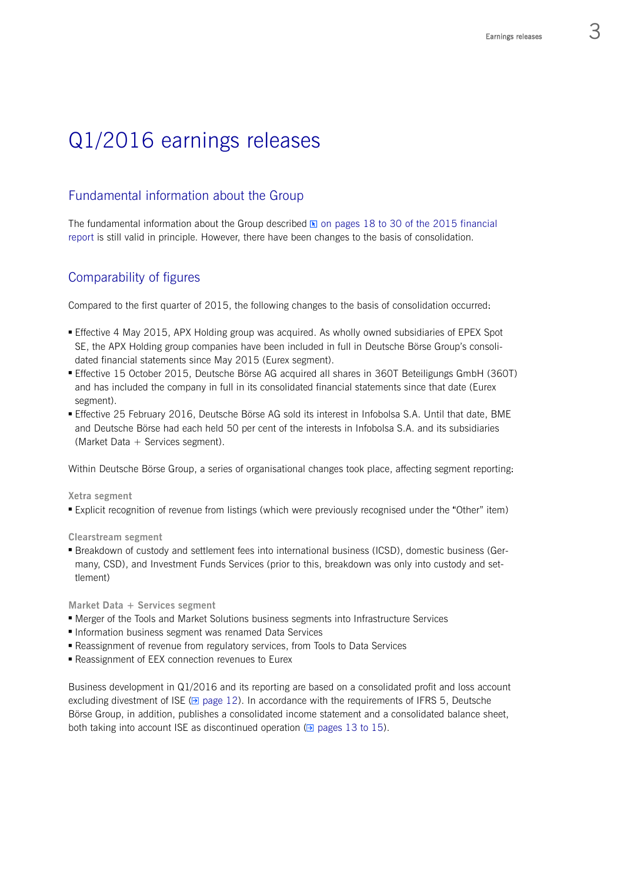# Q1/2016 earnings releases

## Fundamental information about the Group

The fundamental information about the Group described on pages 18 to 30 of the 2015 financial report is still valid in principle. However, there have been changes to the basis of consolidation.

## Comparability of figures

Compared to the first quarter of 2015, the following changes to the basis of consolidation occurred:

- Effective 4 May 2015, APX Holding group was acquired. As wholly owned subsidiaries of EPEX Spot SE, the APX Holding group companies have been included in full in Deutsche Börse Group's consolidated financial statements since May 2015 (Eurex segment).
- Effective 15 October 2015, Deutsche Börse AG acquired all shares in 360T Beteiligungs GmbH (360T) and has included the company in full in its consolidated financial statements since that date (Eurex segment).
- Effective 25 February 2016, Deutsche Börse AG sold its interest in Infobolsa S.A. Until that date, BME and Deutsche Börse had each held 50 per cent of the interests in Infobolsa S.A. and its subsidiaries (Market Data + Services segment).

Within Deutsche Börse Group, a series of organisational changes took place, affecting segment reporting:

**Xetra segment**

- Explicit recognition of revenue from listings (which were previously recognised under the "Other" item)

**Clearstream segment**

- Breakdown of custody and settlement fees into international business (ICSD), domestic business (Germany, CSD), and Investment Funds Services (prior to this, breakdown was only into custody and settlement)

**Market Data + Services segment**

- Merger of the Tools and Market Solutions business segments into Infrastructure Services
- Information business segment was renamed Data Services
- Reassignment of revenue from regulatory services, from Tools to Data Services
- Reassignment of EEX connection revenues to Eurex

Business development in Q1/2016 and its reporting are based on a consolidated profit and loss account excluding divestment of ISE (page 12). In accordance with the requirements of IFRS 5, Deutsche Börse Group, in addition, publishes a consolidated income statement and a consolidated balance sheet, both taking into account ISE as discontinued operation (pages 13 to 15).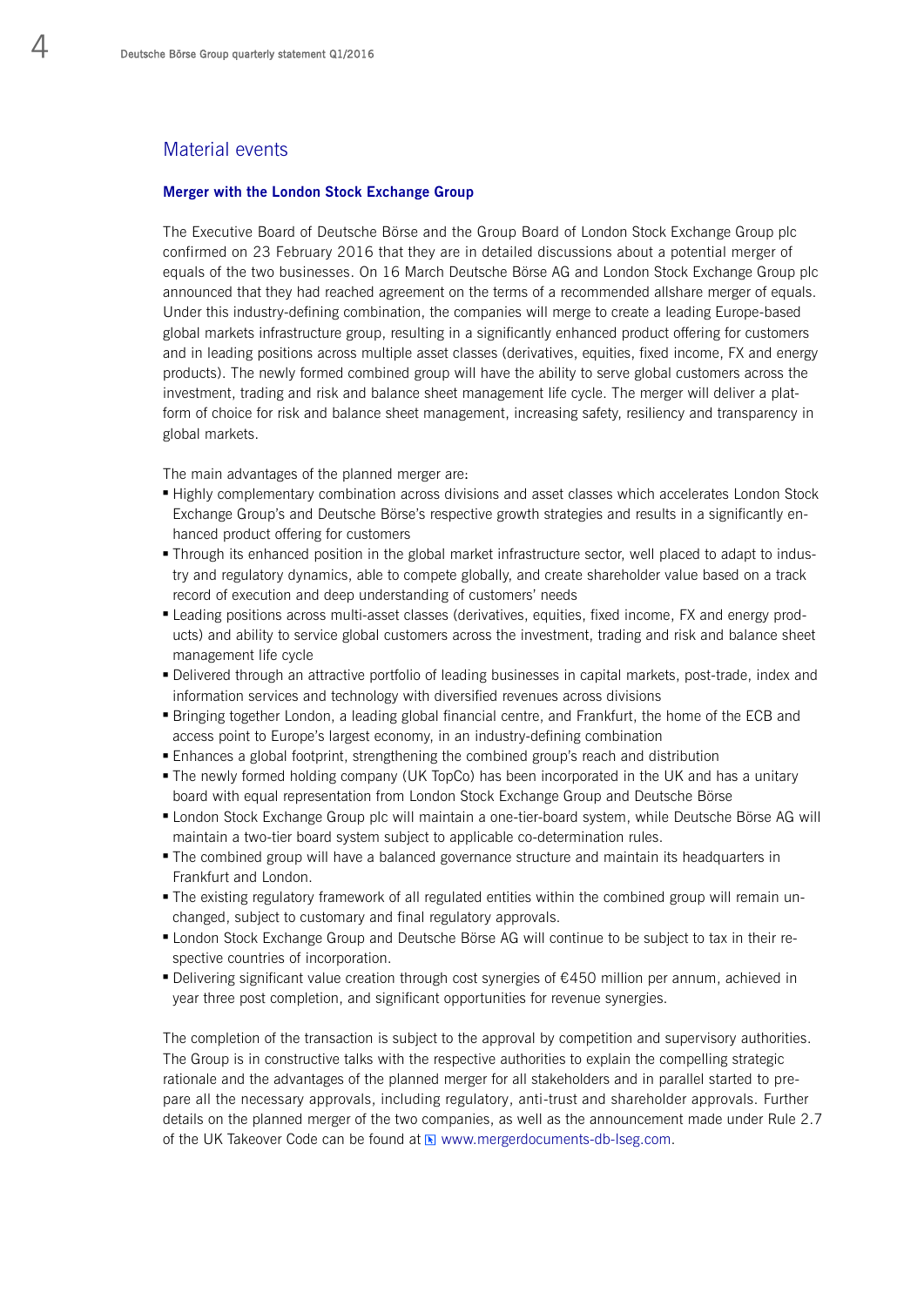## Material events

### Merger with the London Stock Exchange Group

The Executive Board of Deutsche Börse and the Group Board of London Stock Exchange Group plc confirmed on 23 February 2016 that they are in detailed discussions about a potential merger of equals of the two businesses. On 16 March Deutsche Börse AG and London Stock Exchange Group plc announced that they had reached agreement on the terms of a recommended allshare merger of equals. Under this industry-defining combination, the companies will merge to create a leading Europe-based global markets infrastructure group, resulting in a significantly enhanced product offering for customers and in leading positions across multiple asset classes (derivatives, equities, fixed income, FX and energy products). The newly formed combined group will have the ability to serve global customers across the investment, trading and risk and balance sheet management life cycle. The merger will deliver a platform of choice for risk and balance sheet management, increasing safety, resiliency and transparency in global markets.

The main advantages of the planned merger are:

- Highly complementary combination across divisions and asset classes which accelerates London Stock Exchange Group's and Deutsche Börse's respective growth strategies and results in a significantly enhanced product offering for customers
- Through its enhanced position in the global market infrastructure sector, well placed to adapt to industry and regulatory dynamics, able to compete globally, and create shareholder value based on a track record of execution and deep understanding of customers' needs
- Leading positions across multi-asset classes (derivatives, equities, fixed income, FX and energy products) and ability to service global customers across the investment, trading and risk and balance sheet management life cycle
- Delivered through an attractive portfolio of leading businesses in capital markets, post-trade, index and information services and technology with diversified revenues across divisions
- Bringing together London, a leading global financial centre, and Frankfurt, the home of the ECB and access point to Europe's largest economy, in an industry-defining combination
- Enhances a global footprint, strengthening the combined group's reach and distribution
- The newly formed holding company (UK TopCo) has been incorporated in the UK and has a unitary board with equal representation from London Stock Exchange Group and Deutsche Börse
- London Stock Exchange Group plc will maintain a one-tier-board system, while Deutsche Börse AG will maintain a two-tier board system subject to applicable co-determination rules.
- The combined group will have a balanced governance structure and maintain its headquarters in Frankfurt and London.
- The existing regulatory framework of all regulated entities within the combined group will remain unchanged, subject to customary and final regulatory approvals.
- London Stock Exchange Group and Deutsche Börse AG will continue to be subject to tax in their respective countries of incorporation.
- Delivering significant value creation through cost synergies of €450 million per annum, achieved in year three post completion, and significant opportunities for revenue synergies.

The completion of the transaction is subject to the approval by competition and supervisory authorities. The Group is in constructive talks with the respective authorities to explain the compelling strategic rationale and the advantages of the planned merger for all stakeholders and in parallel started to prepare all the necessary approvals, including regulatory, anti-trust and shareholder approvals. Further details on the planned merger of the two companies, as well as the announcement made under Rule 2.7 of the UK Takeover Code can be found at www.mergerdocuments-db-lseg.com.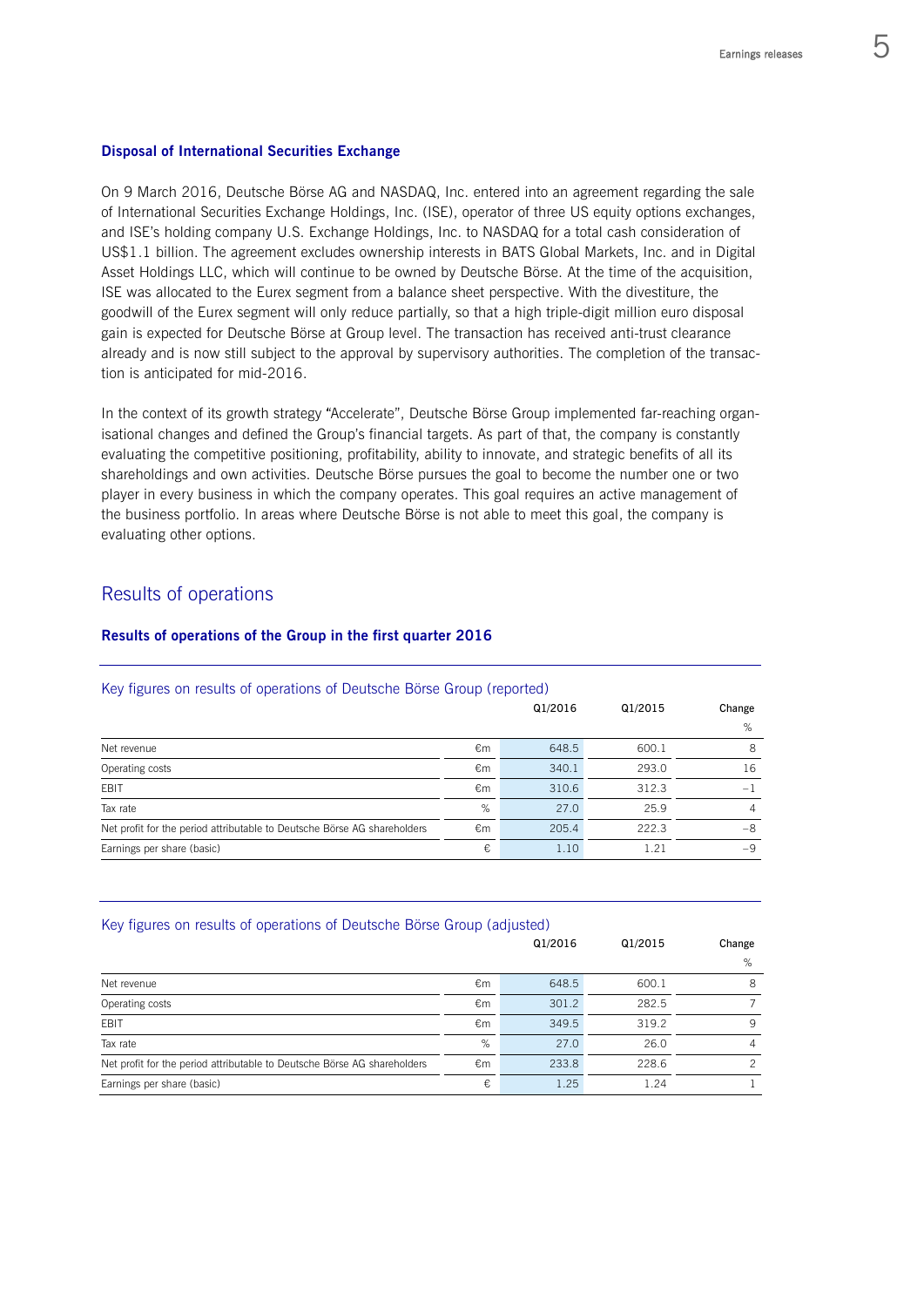### Disposal of International Securities Exchange

On 9 March 2016, Deutsche Börse AG and NASDAQ, Inc. entered into an agreement regarding the sale of International Securities Exchange Holdings, Inc. (ISE), operator of three US equity options exchanges, and ISE's holding company U.S. Exchange Holdings, Inc. to NASDAQ for a total cash consideration of US$1.1 billion. The agreement excludes ownership interests in BATS Global Markets, Inc. and in Digital Asset Holdings LLC, which will continue to be owned by Deutsche Börse. At the time of the acquisition, ISE was allocated to the Eurex segment from a balance sheet perspective. With the divestiture, the goodwill of the Eurex segment will only reduce partially, so that a high triple-digit million euro disposal gain is expected for Deutsche Börse at Group level. The transaction has received anti-trust clearance already and is now still subject to the approval by supervisory authorities. The completion of the transaction is anticipated for mid-2016.

In the context of its growth strategy "Accelerate", Deutsche Börse Group implemented far-reaching organisational changes and defined the Group's financial targets. As part of that, the company is constantly evaluating the competitive positioning, profitability, ability to innovate, and strategic benefits of all its shareholdings and own activities. Deutsche Börse pursues the goal to become the number one or two player in every business in which the company operates. This goal requires an active management of the business portfolio. In areas where Deutsche Börse is not able to meet this goal, the company is evaluating other options.

## Results of operations

### Results of operations of the Group in the first quarter 2016

Key figures on results of operations of Deutsche Börse Group (reported)

| | | Q1/2016 | Q1/2015 | Change % |
|---|---|---|---|---|
| Net revenue | €m | 648.5 | 600.1 | 8 |
| Operating costs | €m | 340.1 | 293.0 | 16 |
| EBIT | €m | 310.6 | 312.3 | –1 |
| Tax rate | % | 27.0 | 25.9 | 4 |
| Net profit for the period attributable to Deutsche Börse AG shareholders | €m | 205.4 | 222.3 | –8 |
| Earnings per share (basic) | € | 1.10 | 1.21 | –9 |

Key figures on results of operations of Deutsche Börse Group (adjusted)

| | | Q1/2016 | Q1/2015 | Change % |
|---|---|---|---|---|
| Net revenue | €m | 648.5 | 600.1 | 8 |
| Operating costs | €m | 301.2 | 282.5 | 7 |
| EBIT | €m | 349.5 | 319.2 | 9 |
| Tax rate | % | 27.0 | 26.0 | 4 |
| Net profit for the period attributable to Deutsche Börse AG shareholders | €m | 233.8 | 228.6 | 2 |
| Earnings per share (basic) | € | 1.25 | 1.24 | 1 |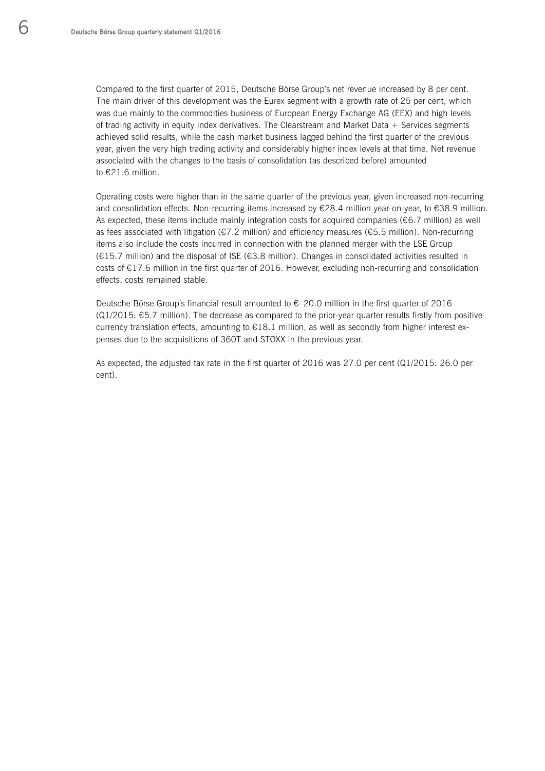Compared to the first quarter of 2015, Deutsche Börse Group's net revenue increased by 8 per cent. The main driver of this development was the Eurex segment with a growth rate of 25 per cent, which was due mainly to the commodities business of European Energy Exchange AG (EEX) and high levels of trading activity in equity index derivatives. The Clearstream and Market Data + Services segments achieved solid results, while the cash market business lagged behind the first quarter of the previous year, given the very high trading activity and considerably higher index levels at that time. Net revenue associated with the changes to the basis of consolidation (as described before) amounted to €21.6 million.

Operating costs were higher than in the same quarter of the previous year, given increased non-recurring and consolidation effects. Non-recurring items increased by €28.4 million year-on-year, to €38.9 million. As expected, these items include mainly integration costs for acquired companies (€6.7 million) as well as fees associated with litigation (€7.2 million) and efficiency measures (€5.5 million). Non-recurring items also include the costs incurred in connection with the planned merger with the LSE Group (€15.7 million) and the disposal of ISE (€3.8 million). Changes in consolidated activities resulted in costs of €17.6 million in the first quarter of 2016. However, excluding non-recurring and consolidation effects, costs remained stable.

Deutsche Börse Group's financial result amounted to €–20.0 million in the first quarter of 2016 (Q1/2015: €5.7 million). The decrease as compared to the prior-year quarter results firstly from positive currency translation effects, amounting to €18.1 million, as well as secondly from higher interest expenses due to the acquisitions of 360T and STOXX in the previous year.

As expected, the adjusted tax rate in the first quarter of 2016 was 27.0 per cent (Q1/2015: 26.0 per cent).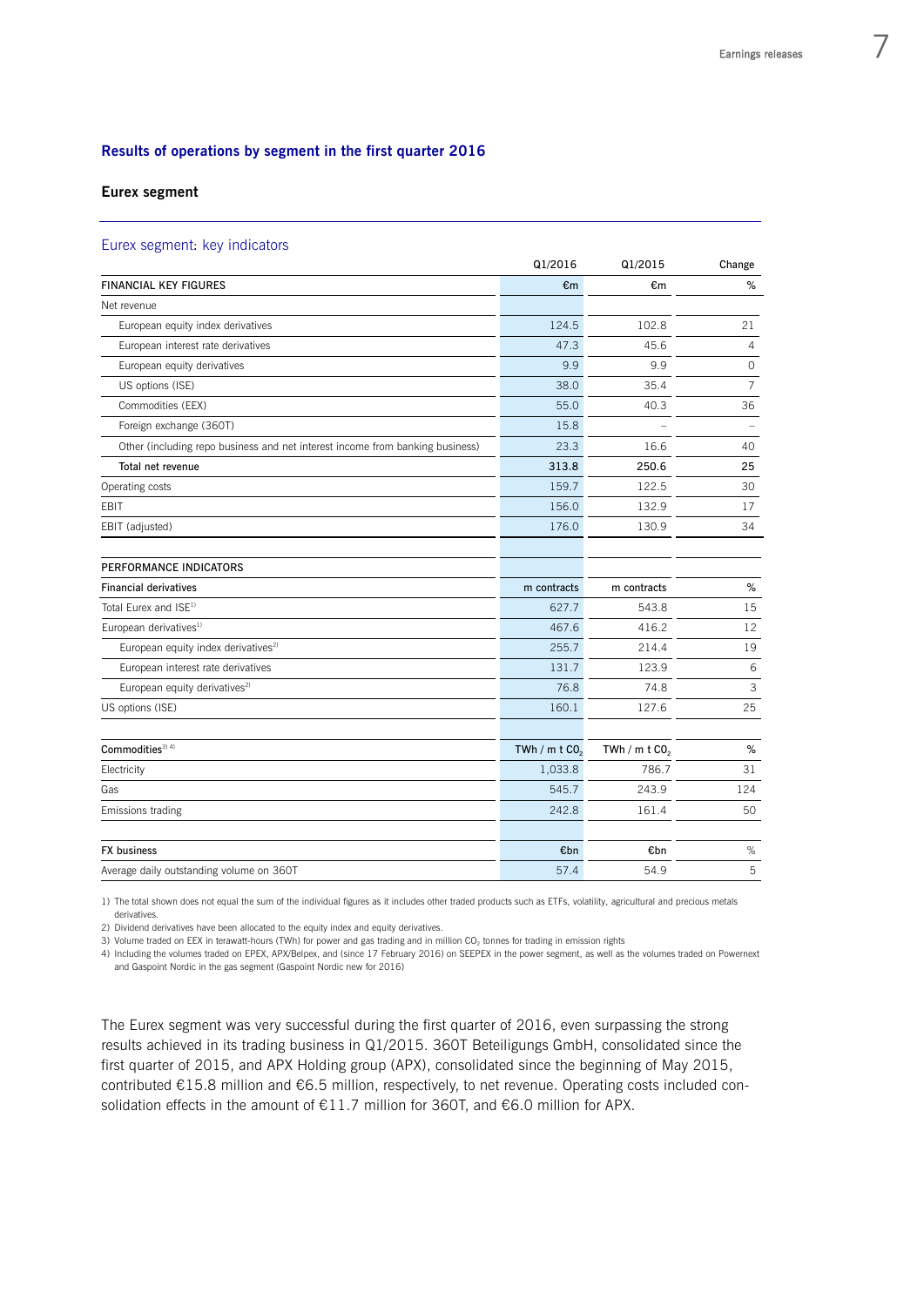## Results of operations by segment in the first quarter 2016

### Eurex segment

Eurex segment: key indicators

| | Q1/2016 | Q1/2015 | Change |
|---|---|---|---|
| **FINANCIAL KEY FIGURES** | €m | €m | % |
| Net revenue | | | |
| European equity index derivatives | 124.5 | 102.8 | 21 |
| European interest rate derivatives | 47.3 | 45.6 | 4 |
| European equity derivatives | 9.9 | 9.9 | 0 |
| US options (ISE) | 38.0 | 35.4 | 7 |
| Commodities (EEX) | 55.0 | 40.3 | 36 |
| Foreign exchange (360T) | 15.8 | – | – |
| Other (including repo business and net interest income from banking business) | 23.3 | 16.6 | 40 |
| **Total net revenue** | **313.8** | **250.6** | **25** |
| Operating costs | 159.7 | 122.5 | 30 |
| EBIT | 156.0 | 132.9 | 17 |
| EBIT (adjusted) | 176.0 | 130.9 | 34 |
| | | | |
| **PERFORMANCE INDICATORS** | | | |
| Financial derivatives | m contracts | m contracts | % |
| Total Eurex and ISE[1] | 627.7 | 543.8 | 15 |
| European derivatives[1] | 467.6 | 416.2 | 12 |
| European equity index derivatives[2] | 255.7 | 214.4 | 19 |
| European interest rate derivatives | 131.7 | 123.9 | 6 |
| European equity derivatives[2] | 76.8 | 74.8 | 3 |
| US options (ISE) | 160.1 | 127.6 | 25 |
| | | | |
| Commodities[3) 4)] | TWh / m t $CO_2$ | TWh / m t $CO_2$ | % |
| Electricity | 1,033.8 | 786.7 | 31 |
| Gas | 545.7 | 243.9 | 124 |
| Emissions trading | 242.8 | 161.4 | 50 |
| | | | |
| FX business | €bn | €bn | % |
| Average daily outstanding volume on 360T | 57.4 | 54.9 | 5 |

1) The total shown does not equal the sum of the individual figures as it includes other traded products such as ETFs, volatility, agricultural and precious metals derivatives.
2) Dividend derivatives have been allocated to the equity index and equity derivatives.
3) Volume traded on EEX in terawatt-hours (TWh) for power and gas trading and in million $CO_2$ tonnes for trading in emission rights
4) Including the volumes traded on EPEX, APX/Belpex, and (since 17 February 2016) on SEEPEX in the power segment, as well as the volumes traded on Powernext and Gaspoint Nordic in the gas segment (Gaspoint Nordic new for 2016)

The Eurex segment was very successful during the first quarter of 2016, even surpassing the strong results achieved in its trading business in Q1/2015. 360T Beteiligungs GmbH, consolidated since the first quarter of 2015, and APX Holding group (APX), consolidated since the beginning of May 2015, contributed €15.8 million and €6.5 million, respectively, to net revenue. Operating costs included consolidation effects in the amount of €11.7 million for 360T, and €6.0 million for APX.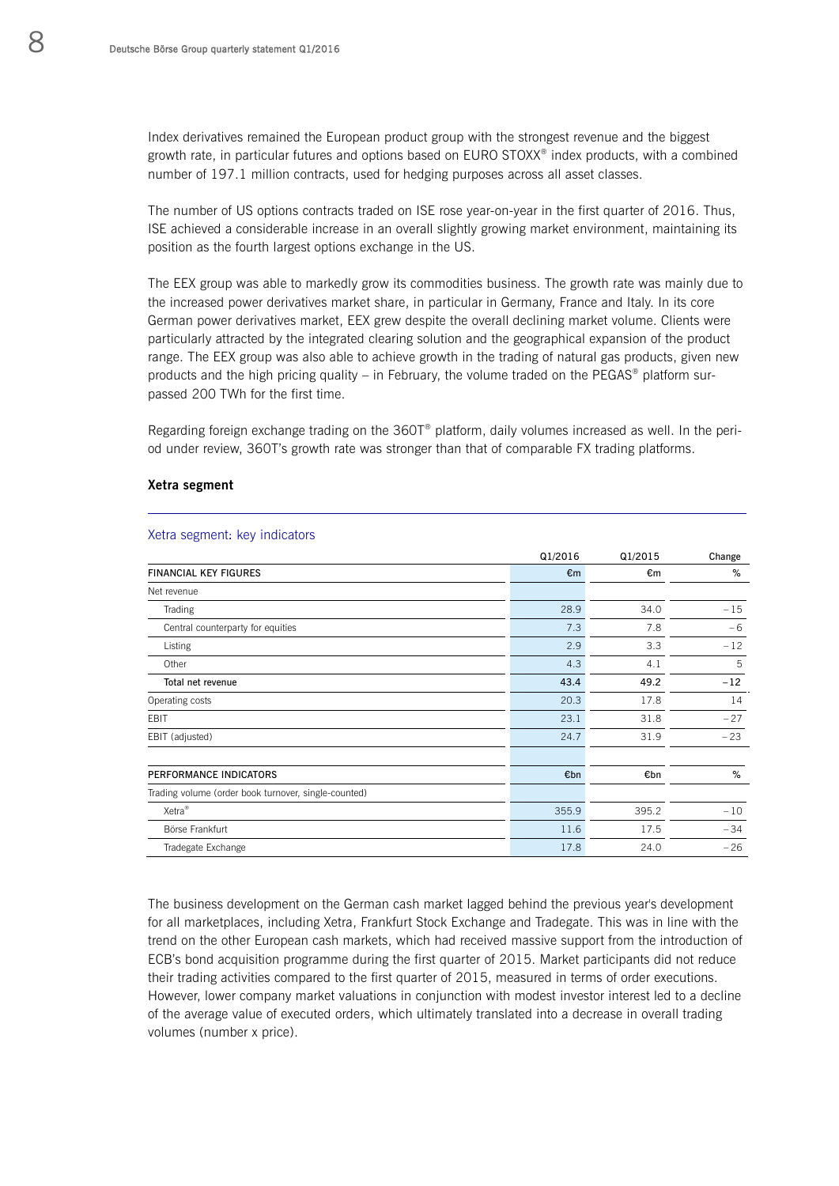Index derivatives remained the European product group with the strongest revenue and the biggest growth rate, in particular futures and options based on EURO STOXX® index products, with a combined number of 197.1 million contracts, used for hedging purposes across all asset classes.

The number of US options contracts traded on ISE rose year-on-year in the first quarter of 2016. Thus, ISE achieved a considerable increase in an overall slightly growing market environment, maintaining its position as the fourth largest options exchange in the US.

The EEX group was able to markedly grow its commodities business. The growth rate was mainly due to the increased power derivatives market share, in particular in Germany, France and Italy. In its core German power derivatives market, EEX grew despite the overall declining market volume. Clients were particularly attracted by the integrated clearing solution and the geographical expansion of the product range. The EEX group was also able to achieve growth in the trading of natural gas products, given new products and the high pricing quality – in February, the volume traded on the PEGAS® platform surpassed 200 TWh for the first time.

Regarding foreign exchange trading on the 360T® platform, daily volumes increased as well. In the period under review, 360T's growth rate was stronger than that of comparable FX trading platforms.

### Xetra segment

Xetra segment: key indicators

| | Q1/2016 | Q1/2015 | Change |
|---|---|---|---|
| **FINANCIAL KEY FIGURES** | €m | €m | % |
| Net revenue | | | |
| Trading | 28.9 | 34.0 | –15 |
| Central counterparty for equities | 7.3 | 7.8 | –6 |
| Listing | 2.9 | 3.3 | –12 |
| Other | 4.3 | 4.1 | 5 |
| **Total net revenue** | **43.4** | **49.2** | **–12** |
| Operating costs | 20.3 | 17.8 | 14 |
| EBIT | 23.1 | 31.8 | –27 |
| EBIT (adjusted) | 24.7 | 31.9 | –23 |
| | | | |
| **PERFORMANCE INDICATORS** | €bn | €bn | % |
| Trading volume (order book turnover, single-counted) | | | |
| Xetra® | 355.9 | 395.2 | –10 |
| Börse Frankfurt | 11.6 | 17.5 | –34 |
| Tradegate Exchange | 17.8 | 24.0 | –26 |

The business development on the German cash market lagged behind the previous year's development for all marketplaces, including Xetra, Frankfurt Stock Exchange and Tradegate. This was in line with the trend on the other European cash markets, which had received massive support from the introduction of ECB's bond acquisition programme during the first quarter of 2015. Market participants did not reduce their trading activities compared to the first quarter of 2015, measured in terms of order executions. However, lower company market valuations in conjunction with modest investor interest led to a decline of the average value of executed orders, which ultimately translated into a decrease in overall trading volumes (number x price).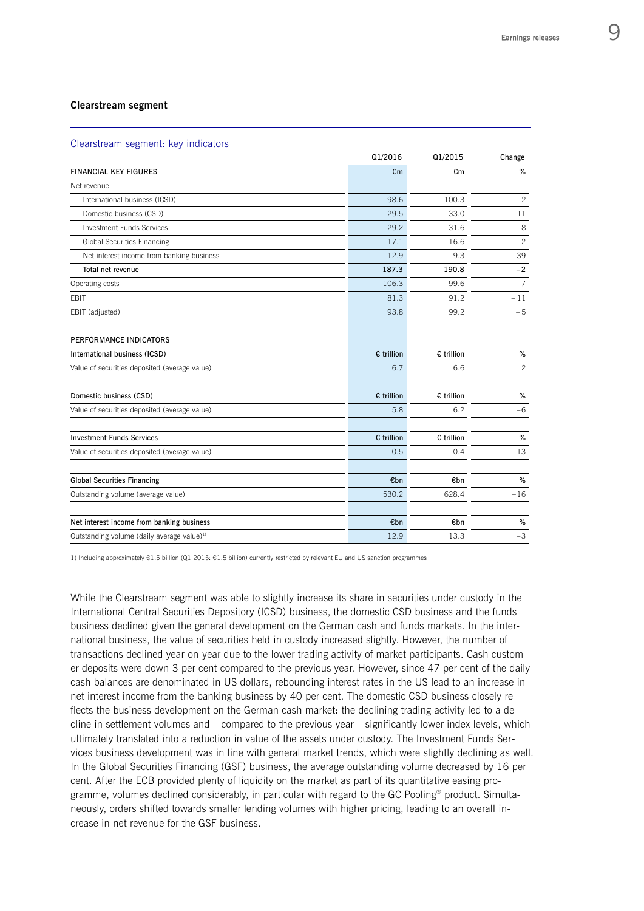### Clearstream segment

**Clearstream segment: key indicators**

| | Q1/2016 | Q1/2015 | Change |
|---|---|---|---|
| **FINANCIAL KEY FIGURES** | €m | €m | % |
| Net revenue | | | |
| International business (ICSD) | 98.6 | 100.3 | –2 |
| Domestic business (CSD) | 29.5 | 33.0 | –11 |
| Investment Funds Services | 29.2 | 31.6 | –8 |
| Global Securities Financing | 17.1 | 16.6 | 2 |
| Net interest income from banking business | 12.9 | 9.3 | 39 |
| **Total net revenue** | **187.3** | **190.8** | **–2** |
| Operating costs | 106.3 | 99.6 | 7 |
| EBIT | 81.3 | 91.2 | –11 |
| EBIT (adjusted) | 93.8 | 99.2 | –5 |
| | | | |
| **PERFORMANCE INDICATORS** | | | |
| **International business (ICSD)** | € trillion | € trillion | % |
| Value of securities deposited (average value) | 6.7 | 6.6 | 2 |
| | | | |
| **Domestic business (CSD)** | € trillion | € trillion | % |
| Value of securities deposited (average value) | 5.8 | 6.2 | –6 |
| | | | |
| **Investment Funds Services** | € trillion | € trillion | % |
| Value of securities deposited (average value) | 0.5 | 0.4 | 13 |
| | | | |
| **Global Securities Financing** | €bn | €bn | % |
| Outstanding volume (average value) | 530.2 | 628.4 | –16 |
| | | | |
| **Net interest income from banking business** | €bn | €bn | % |
| Outstanding volume (daily average value)[1] | 12.9 | 13.3 | –3 |

1) Including approximately €1.5 billion (Q1 2015: €1.5 billion) currently restricted by relevant EU and US sanction programmes

While the Clearstream segment was able to slightly increase its share in securities under custody in the International Central Securities Depository (ICSD) business, the domestic CSD business and the funds business declined given the general development on the German cash and funds markets. In the international business, the value of securities held in custody increased slightly. However, the number of transactions declined year-on-year due to the lower trading activity of market participants. Cash customer deposits were down 3 per cent compared to the previous year. However, since 47 per cent of the daily cash balances are denominated in US dollars, rebounding interest rates in the US lead to an increase in net interest income from the banking business by 40 per cent. The domestic CSD business closely reflects the business development on the German cash market: the declining trading activity led to a decline in settlement volumes and – compared to the previous year – significantly lower index levels, which ultimately translated into a reduction in value of the assets under custody. The Investment Funds Services business development was in line with general market trends, which were slightly declining as well. In the Global Securities Financing (GSF) business, the average outstanding volume decreased by 16 per cent. After the ECB provided plenty of liquidity on the market as part of its quantitative easing programme, volumes declined considerably, in particular with regard to the GC Pooling® product. Simultaneously, orders shifted towards smaller lending volumes with higher pricing, leading to an overall increase in net revenue for the GSF business.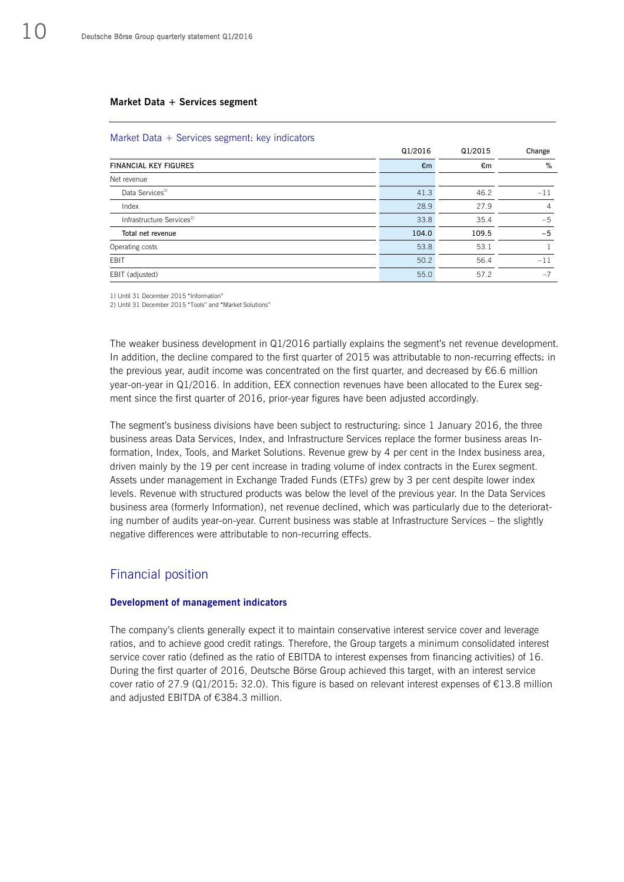### Market Data + Services segment

Market Data + Services segment: key indicators

| | Q1/2016 | Q1/2015 | Change |
|---|---|---|---|
| FINANCIAL KEY FIGURES | €m | €m | % |
| Net revenue | | | |
| Data Services[1] | 41.3 | 46.2 | –11 |
| Index | 28.9 | 27.9 | 4 |
| Infrastructure Services[2] | 33.8 | 35.4 | –5 |
| **Total net revenue** | **104.0** | **109.5** | **–5** |
| Operating costs | 53.8 | 53.1 | 1 |
| EBIT | 50.2 | 56.4 | –11 |
| EBIT (adjusted) | 55.0 | 57.2 | –7 |

1) Until 31 December 2015 "Information"
2) Until 31 December 2015 "Tools" and "Market Solutions"

The weaker business development in Q1/2016 partially explains the segment's net revenue development. In addition, the decline compared to the first quarter of 2015 was attributable to non-recurring effects: in the previous year, audit income was concentrated on the first quarter, and decreased by €6.6 million year-on-year in Q1/2016. In addition, EEX connection revenues have been allocated to the Eurex segment since the first quarter of 2016, prior-year figures have been adjusted accordingly.

The segment's business divisions have been subject to restructuring: since 1 January 2016, the three business areas Data Services, Index, and Infrastructure Services replace the former business areas Information, Index, Tools, and Market Solutions. Revenue grew by 4 per cent in the Index business area, driven mainly by the 19 per cent increase in trading volume of index contracts in the Eurex segment. Assets under management in Exchange Traded Funds (ETFs) grew by 3 per cent despite lower index levels. Revenue with structured products was below the level of the previous year. In the Data Services business area (formerly Information), net revenue declined, which was particularly due to the deteriorating number of audits year-on-year. Current business was stable at Infrastructure Services – the slightly negative differences were attributable to non-recurring effects.

## Financial position

#### Development of management indicators

The company's clients generally expect it to maintain conservative interest service cover and leverage ratios, and to achieve good credit ratings. Therefore, the Group targets a minimum consolidated interest service cover ratio (defined as the ratio of EBITDA to interest expenses from financing activities) of 16. During the first quarter of 2016, Deutsche Börse Group achieved this target, with an interest service cover ratio of 27.9 (Q1/2015: 32.0). This figure is based on relevant interest expenses of €13.8 million and adjusted EBITDA of €384.3 million.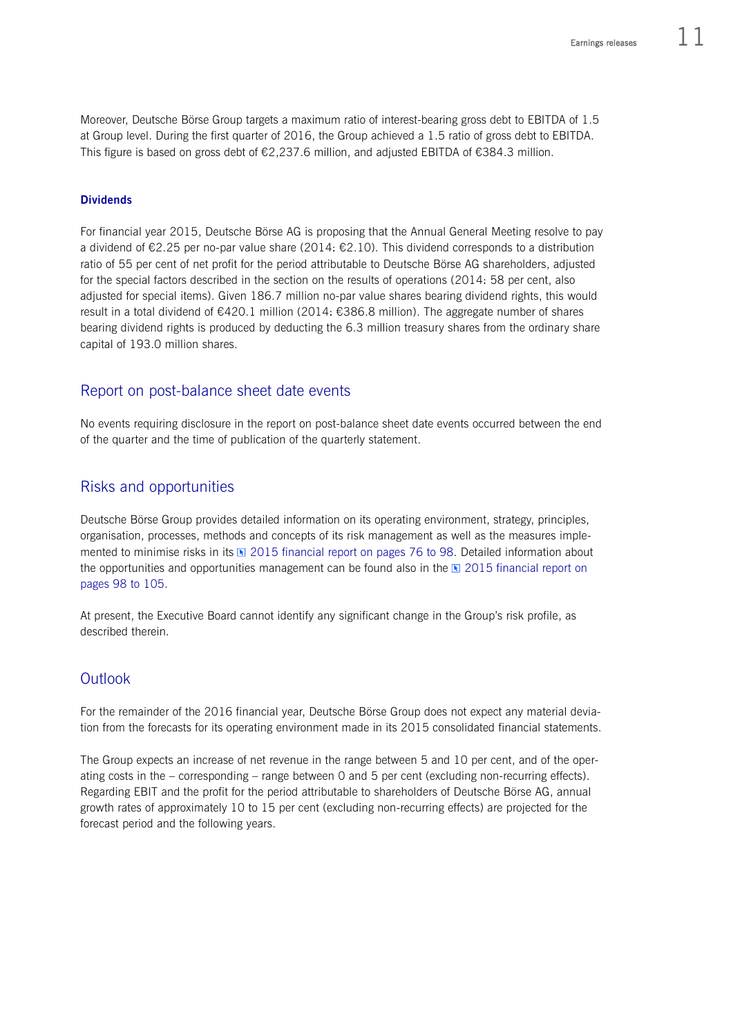Moreover, Deutsche Börse Group targets a maximum ratio of interest-bearing gross debt to EBITDA of 1.5 at Group level. During the first quarter of 2016, the Group achieved a 1.5 ratio of gross debt to EBITDA. This figure is based on gross debt of €2,237.6 million, and adjusted EBITDA of €384.3 million.

### Dividends

For financial year 2015, Deutsche Börse AG is proposing that the Annual General Meeting resolve to pay a dividend of €2.25 per no-par value share (2014: €2.10). This dividend corresponds to a distribution ratio of 55 per cent of net profit for the period attributable to Deutsche Börse AG shareholders, adjusted for the special factors described in the section on the results of operations (2014: 58 per cent, also adjusted for special items). Given 186.7 million no-par value shares bearing dividend rights, this would result in a total dividend of €420.1 million (2014: €386.8 million). The aggregate number of shares bearing dividend rights is produced by deducting the 6.3 million treasury shares from the ordinary share capital of 193.0 million shares.

## Report on post-balance sheet date events

No events requiring disclosure in the report on post-balance sheet date events occurred between the end of the quarter and the time of publication of the quarterly statement.

## Risks and opportunities

Deutsche Börse Group provides detailed information on its operating environment, strategy, principles, organisation, processes, methods and concepts of its risk management as well as the measures implemented to minimise risks in its 2015 financial report on pages 76 to 98. Detailed information about the opportunities and opportunities management can be found also in the 2015 financial report on pages 98 to 105.

At present, the Executive Board cannot identify any significant change in the Group's risk profile, as described therein.

## Outlook

For the remainder of the 2016 financial year, Deutsche Börse Group does not expect any material deviation from the forecasts for its operating environment made in its 2015 consolidated financial statements.

The Group expects an increase of net revenue in the range between 5 and 10 per cent, and of the operating costs in the – corresponding – range between 0 and 5 per cent (excluding non-recurring effects). Regarding EBIT and the profit for the period attributable to shareholders of Deutsche Börse AG, annual growth rates of approximately 10 to 15 per cent (excluding non-recurring effects) are projected for the forecast period and the following years.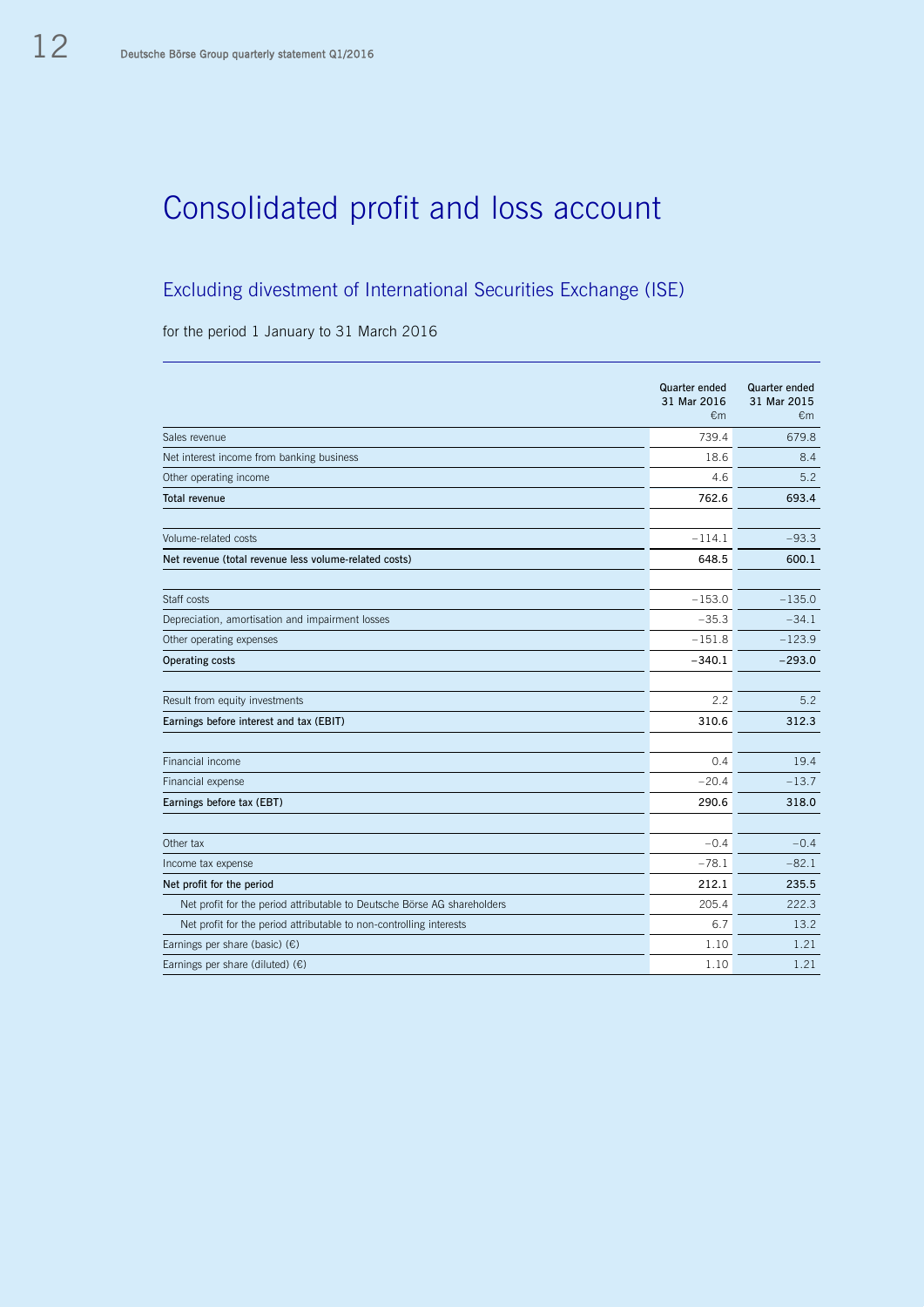# Consolidated profit and loss account

## Excluding divestment of International Securities Exchange (ISE)

for the period 1 January to 31 March 2016

| | Quarter ended 31 Mar 2016 €m | Quarter ended 31 Mar 2015 €m |
|---|---|---|
| Sales revenue | 739.4 | 679.8 |
| Net interest income from banking business | 18.6 | 8.4 |
| Other operating income | 4.6 | 5.2 |
| **Total revenue** | **762.6** | **693.4** |
| | | |
| Volume-related costs | –114.1 | –93.3 |
| **Net revenue (total revenue less volume-related costs)** | **648.5** | **600.1** |
| | | |
| Staff costs | –153.0 | –135.0 |
| Depreciation, amortisation and impairment losses | –35.3 | –34.1 |
| Other operating expenses | –151.8 | –123.9 |
| **Operating costs** | **–340.1** | **–293.0** |
| | | |
| Result from equity investments | 2.2 | 5.2 |
| **Earnings before interest and tax (EBIT)** | **310.6** | **312.3** |
| | | |
| Financial income | 0.4 | 19.4 |
| Financial expense | –20.4 | –13.7 |
| **Earnings before tax (EBT)** | **290.6** | **318.0** |
| | | |
| Other tax | –0.4 | –0.4 |
| Income tax expense | –78.1 | –82.1 |
| **Net profit for the period** | **212.1** | **235.5** |
| Net profit for the period attributable to Deutsche Börse AG shareholders | 205.4 | 222.3 |
| Net profit for the period attributable to non-controlling interests | 6.7 | 13.2 |
| Earnings per share (basic) (€) | 1.10 | 1.21 |
| Earnings per share (diluted) (€) | 1.10 | 1.21 |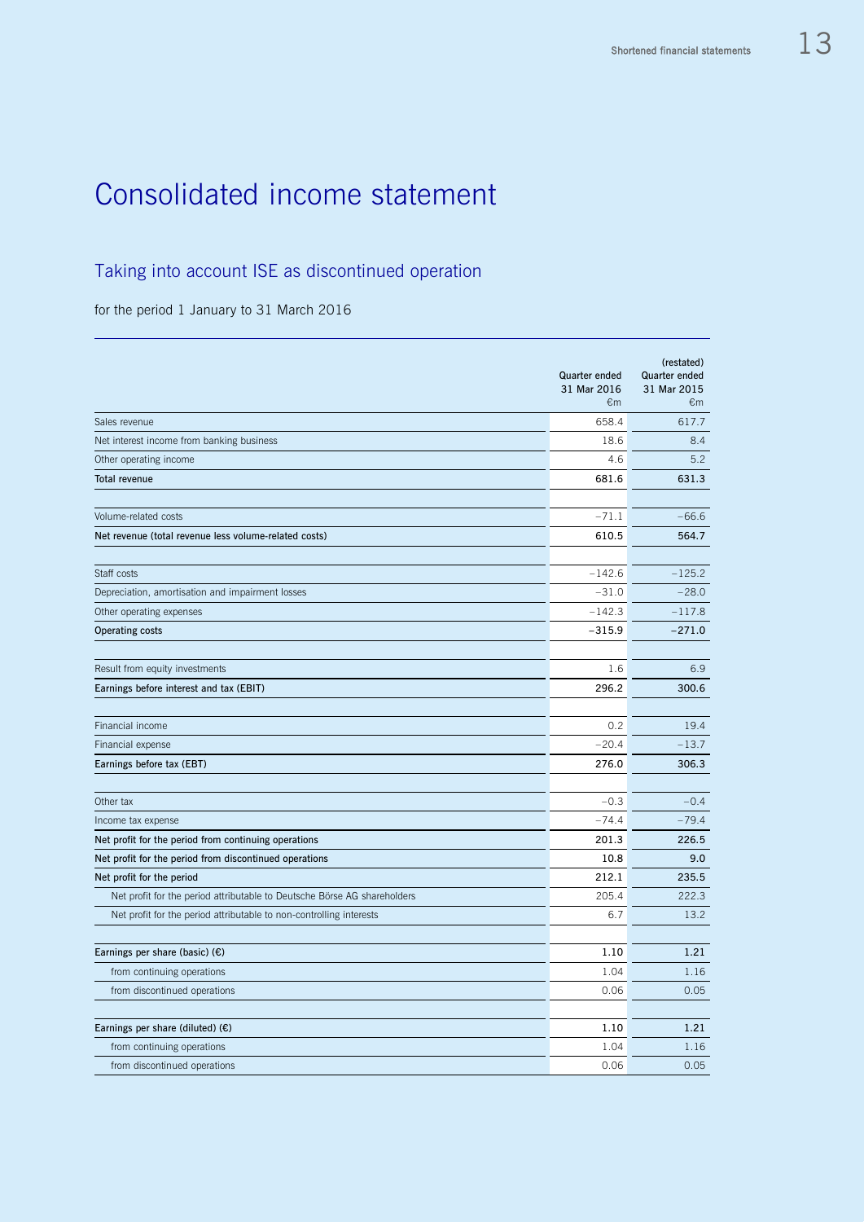# Consolidated income statement

## Taking into account ISE as discontinued operation

for the period 1 January to 31 March 2016

| | Quarter ended 31 Mar 2016 €m | (restated) Quarter ended 31 Mar 2015 €m |
|---|---|---|
| Sales revenue | 658.4 | 617.7 |
| Net interest income from banking business | 18.6 | 8.4 |
| Other operating income | 4.6 | 5.2 |
| **Total revenue** | **681.6** | **631.3** |
| | | |
| Volume-related costs | –71.1 | –66.6 |
| **Net revenue (total revenue less volume-related costs)** | **610.5** | **564.7** |
| | | |
| Staff costs | –142.6 | –125.2 |
| Depreciation, amortisation and impairment losses | –31.0 | –28.0 |
| Other operating expenses | –142.3 | –117.8 |
| **Operating costs** | **–315.9** | **–271.0** |
| | | |
| Result from equity investments | 1.6 | 6.9 |
| **Earnings before interest and tax (EBIT)** | **296.2** | **300.6** |
| | | |
| Financial income | 0.2 | 19.4 |
| Financial expense | –20.4 | –13.7 |
| **Earnings before tax (EBT)** | **276.0** | **306.3** |
| | | |
| Other tax | –0.3 | –0.4 |
| Income tax expense | –74.4 | –79.4 |
| **Net profit for the period from continuing operations** | **201.3** | **226.5** |
| **Net profit for the period from discontinued operations** | **10.8** | **9.0** |
| **Net profit for the period** | **212.1** | **235.5** |
| Net profit for the period attributable to Deutsche Börse AG shareholders | 205.4 | 222.3 |
| Net profit for the period attributable to non-controlling interests | 6.7 | 13.2 |
| | | |
| **Earnings per share (basic) (€)** | **1.10** | **1.21** |
| from continuing operations | 1.04 | 1.16 |
| from discontinued operations | 0.06 | 0.05 |
| | | |
| **Earnings per share (diluted) (€)** | **1.10** | **1.21** |
| from continuing operations | 1.04 | 1.16 |
| from discontinued operations | 0.06 | 0.05 |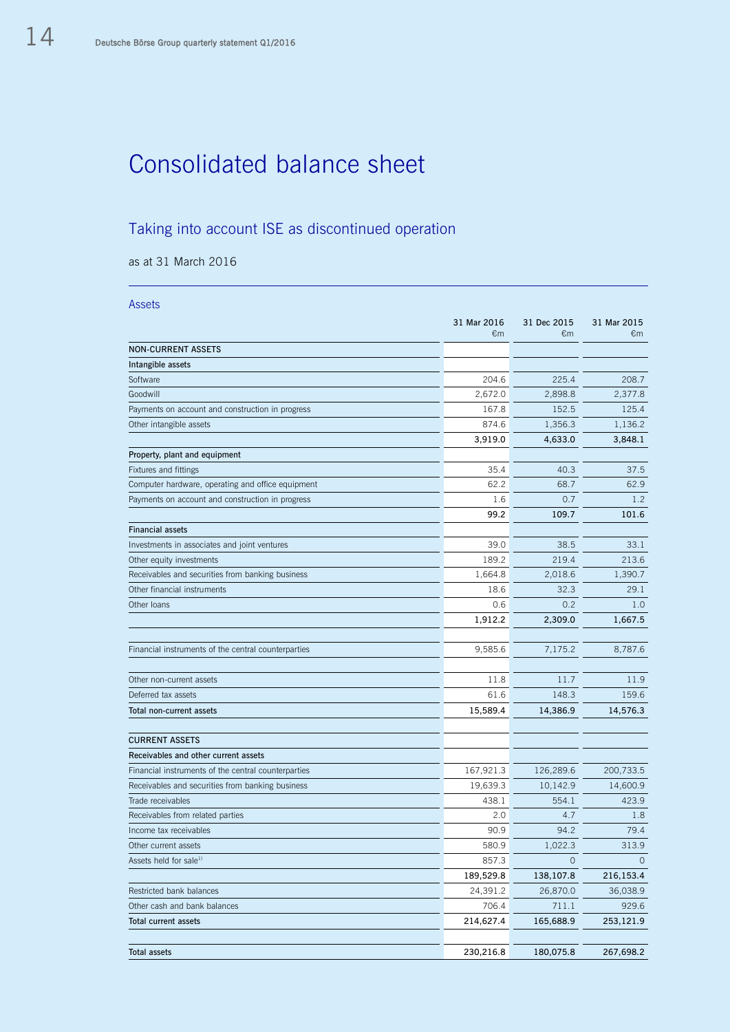# Consolidated balance sheet

## Taking into account ISE as discontinued operation

as at 31 March 2016

### Assets

| | 31 Mar 2016 €m | 31 Dec 2015 €m | 31 Mar 2015 €m |
|---|---|---|---|
| **NON-CURRENT ASSETS** | | | |
| **Intangible assets** | | | |
| Software | 204.6 | 225.4 | 208.7 |
| Goodwill | 2,672.0 | 2,898.8 | 2,377.8 |
| Payments on account and construction in progress | 167.8 | 152.5 | 125.4 |
| Other intangible assets | 874.6 | 1,356.3 | 1,136.2 |
| | **3,919.0** | **4,633.0** | **3,848.1** |
| **Property, plant and equipment** | | | |
| Fixtures and fittings | 35.4 | 40.3 | 37.5 |
| Computer hardware, operating and office equipment | 62.2 | 68.7 | 62.9 |
| Payments on account and construction in progress | 1.6 | 0.7 | 1.2 |
| | **99.2** | **109.7** | **101.6** |
| **Financial assets** | | | |
| Investments in associates and joint ventures | 39.0 | 38.5 | 33.1 |
| Other equity investments | 189.2 | 219.4 | 213.6 |
| Receivables and securities from banking business | 1,664.8 | 2,018.6 | 1,390.7 |
| Other financial instruments | 18.6 | 32.3 | 29.1 |
| Other loans | 0.6 | 0.2 | 1.0 |
| | **1,912.2** | **2,309.0** | **1,667.5** |
| | | | |
| Financial instruments of the central counterparties | 9,585.6 | 7,175.2 | 8,787.6 |
| | | | |
| Other non-current assets | 11.8 | 11.7 | 11.9 |
| Deferred tax assets | 61.6 | 148.3 | 159.6 |
| **Total non-current assets** | **15,589.4** | **14,386.9** | **14,576.3** |
| | | | |
| **CURRENT ASSETS** | | | |
| **Receivables and other current assets** | | | |
| Financial instruments of the central counterparties | 167,921.3 | 126,289.6 | 200,733.5 |
| Receivables and securities from banking business | 19,639.3 | 10,142.9 | 14,600.9 |
| Trade receivables | 438.1 | 554.1 | 423.9 |
| Receivables from related parties | 2.0 | 4.7 | 1.8 |
| Income tax receivables | 90.9 | 94.2 | 79.4 |
| Other current assets | 580.9 | 1,022.3 | 313.9 |
| Assets held for sale[1] | 857.3 | 0 | 0 |
| | **189,529.8** | **138,107.8** | **216,153.4** |
| Restricted bank balances | 24,391.2 | 26,870.0 | 36,038.9 |
| Other cash and bank balances | 706.4 | 711.1 | 929.6 |
| **Total current assets** | **214,627.4** | **165,688.9** | **253,121.9** |
| | | | |
| **Total assets** | **230,216.8** | **180,075.8** | **267,698.2** |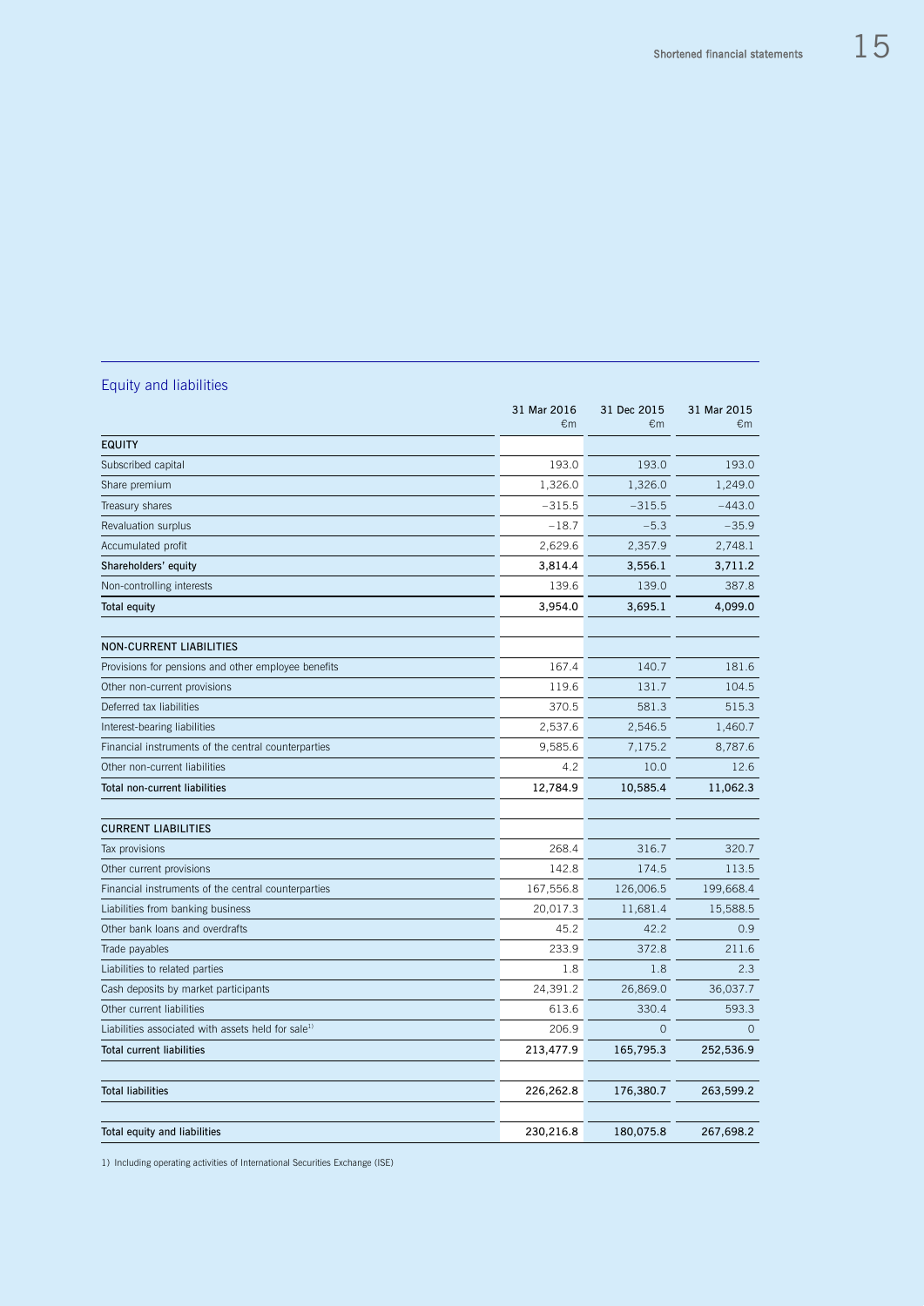## Equity and liabilities

| | 31 Mar 2016 €m | 31 Dec 2015 €m | 31 Mar 2015 €m |
|---|---|---|---|
| **EQUITY** | | | |
| Subscribed capital | 193.0 | 193.0 | 193.0 |
| Share premium | 1,326.0 | 1,326.0 | 1,249.0 |
| Treasury shares | –315.5 | –315.5 | –443.0 |
| Revaluation surplus | –18.7 | –5.3 | –35.9 |
| Accumulated profit | 2,629.6 | 2,357.9 | 2,748.1 |
| **Shareholders' equity** | **3,814.4** | **3,556.1** | **3,711.2** |
| Non-controlling interests | 139.6 | 139.0 | 387.8 |
| **Total equity** | **3,954.0** | **3,695.1** | **4,099.0** |
| | | | |
| **NON-CURRENT LIABILITIES** | | | |
| Provisions for pensions and other employee benefits | 167.4 | 140.7 | 181.6 |
| Other non-current provisions | 119.6 | 131.7 | 104.5 |
| Deferred tax liabilities | 370.5 | 581.3 | 515.3 |
| Interest-bearing liabilities | 2,537.6 | 2,546.5 | 1,460.7 |
| Financial instruments of the central counterparties | 9,585.6 | 7,175.2 | 8,787.6 |
| Other non-current liabilities | 4.2 | 10.0 | 12.6 |
| **Total non-current liabilities** | **12,784.9** | **10,585.4** | **11,062.3** |
| | | | |
| **CURRENT LIABILITIES** | | | |
| Tax provisions | 268.4 | 316.7 | 320.7 |
| Other current provisions | 142.8 | 174.5 | 113.5 |
| Financial instruments of the central counterparties | 167,556.8 | 126,006.5 | 199,668.4 |
| Liabilities from banking business | 20,017.3 | 11,681.4 | 15,588.5 |
| Other bank loans and overdrafts | 45.2 | 42.2 | 0.9 |
| Trade payables | 233.9 | 372.8 | 211.6 |
| Liabilities to related parties | 1.8 | 1.8 | 2.3 |
| Cash deposits by market participants | 24,391.2 | 26,869.0 | 36,037.7 |
| Other current liabilities | 613.6 | 330.4 | 593.3 |
| Liabilities associated with assets held for sale[1] | 206.9 | 0 | 0 |
| **Total current liabilities** | **213,477.9** | **165,795.3** | **252,536.9** |
| | | | |
| **Total liabilities** | **226,262.8** | **176,380.7** | **263,599.2** |
| | | | |
| **Total equity and liabilities** | **230,216.8** | **180,075.8** | **267,698.2** |

1) Including operating activities of International Securities Exchange (ISE)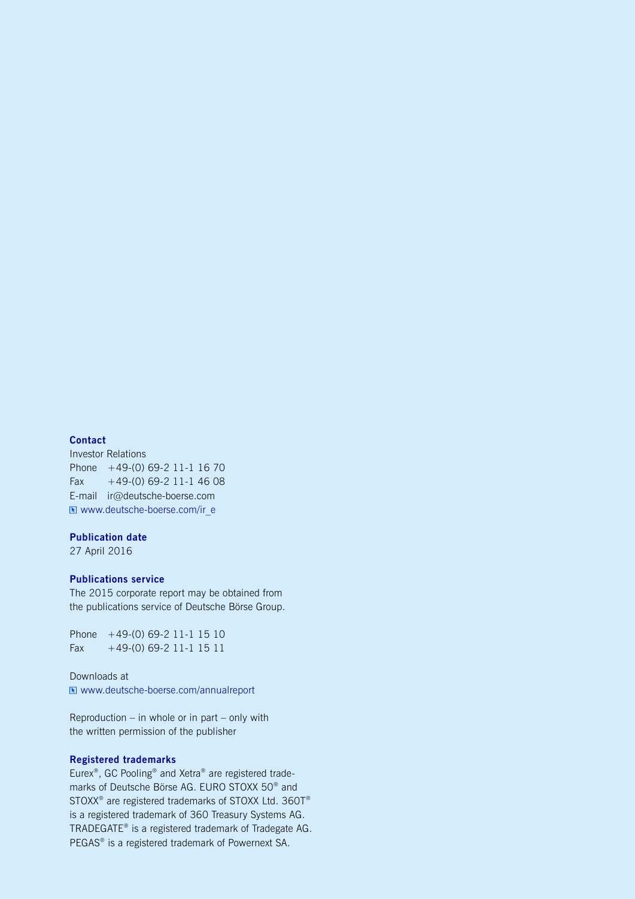**Contact**

Investor Relations
Phone +49-(0) 69-2 11-1 16 70
Fax +49-(0) 69-2 11-1 46 08
E-mail ir@deutsche-boerse.com
www.deutsche-boerse.com/ir_e

**Publication date**

27 April 2016

**Publications service**

The 2015 corporate report may be obtained from the publications service of Deutsche Börse Group.

Phone +49-(0) 69-2 11-1 15 10
Fax +49-(0) 69-2 11-1 15 11

Downloads at
www.deutsche-boerse.com/annualreport

Reproduction – in whole or in part – only with the written permission of the publisher

**Registered trademarks**

Eurex®, GC Pooling® and Xetra® are registered trademarks of Deutsche Börse AG. EURO STOXX 50® and STOXX® are registered trademarks of STOXX Ltd. 360T® is a registered trademark of 360 Treasury Systems AG. TRADEGATE® is a registered trademark of Tradegate AG. PEGAS® is a registered trademark of Powernext SA.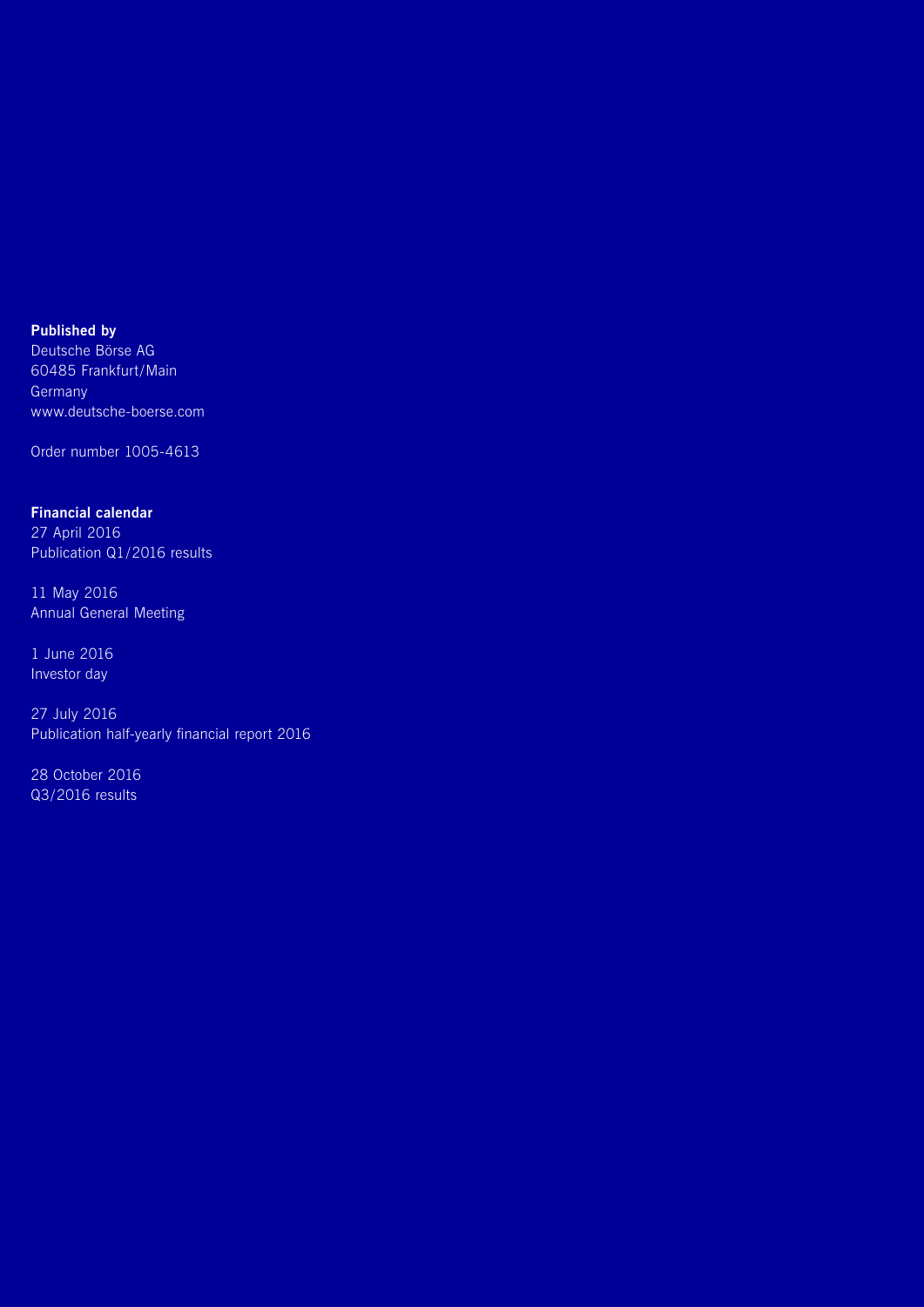**Published by**
Deutsche Börse AG
60485 Frankfurt/Main
Germany
www.deutsche-boerse.com

Order number 1005-4613

**Financial calendar**
27 April 2016
Publication Q1/2016 results

11 May 2016
Annual General Meeting

1 June 2016
Investor day

27 July 2016
Publication half-yearly financial report 2016

28 October 2016
Q3/2016 results